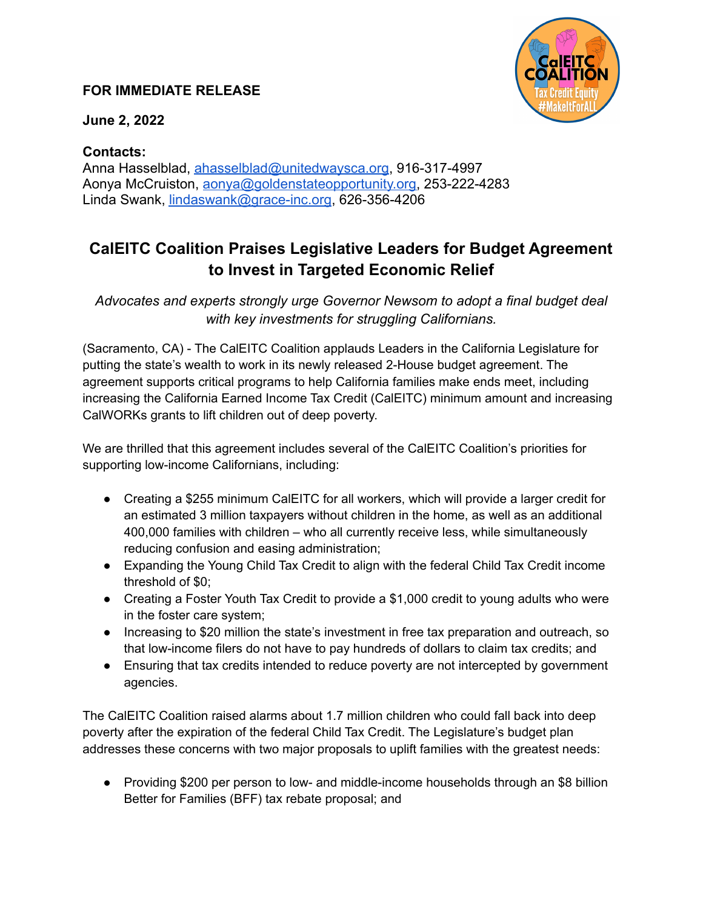**FOR IMMEDIATE RELEASE**

**June 2, 2022**

**Contacts:**
Anna Hasselblad, ahasselblad@unitedwaysca.org, 916-317-4997
Aonya McCruiston, aonya@goldenstateopportunity.org, 253-222-4283
Linda Swank, lindaswank@grace-inc.org, 626-356-4206

# CalEITC Coalition Praises Legislative Leaders for Budget Agreement to Invest in Targeted Economic Relief

*Advocates and experts strongly urge Governor Newsom to adopt a final budget deal with key investments for struggling Californians.*

(Sacramento, CA) - The CalEITC Coalition applauds Leaders in the California Legislature for putting the state's wealth to work in its newly released 2-House budget agreement. The agreement supports critical programs to help California families make ends meet, including increasing the California Earned Income Tax Credit (CalEITC) minimum amount and increasing CalWORKs grants to lift children out of deep poverty.

We are thrilled that this agreement includes several of the CalEITC Coalition's priorities for supporting low-income Californians, including:

- Creating a $255 minimum CalEITC for all workers, which will provide a larger credit for an estimated 3 million taxpayers without children in the home, as well as an additional 400,000 families with children – who all currently receive less, while simultaneously reducing confusion and easing administration;
- Expanding the Young Child Tax Credit to align with the federal Child Tax Credit income threshold of $0;
- Creating a Foster Youth Tax Credit to provide a $1,000 credit to young adults who were in the foster care system;
- Increasing to $20 million the state's investment in free tax preparation and outreach, so that low-income filers do not have to pay hundreds of dollars to claim tax credits; and
- Ensuring that tax credits intended to reduce poverty are not intercepted by government agencies.

The CalEITC Coalition raised alarms about 1.7 million children who could fall back into deep poverty after the expiration of the federal Child Tax Credit. The Legislature's budget plan addresses these concerns with two major proposals to uplift families with the greatest needs:

- Providing $200 per person to low- and middle-income households through an $8 billion Better for Families (BFF) tax rebate proposal; and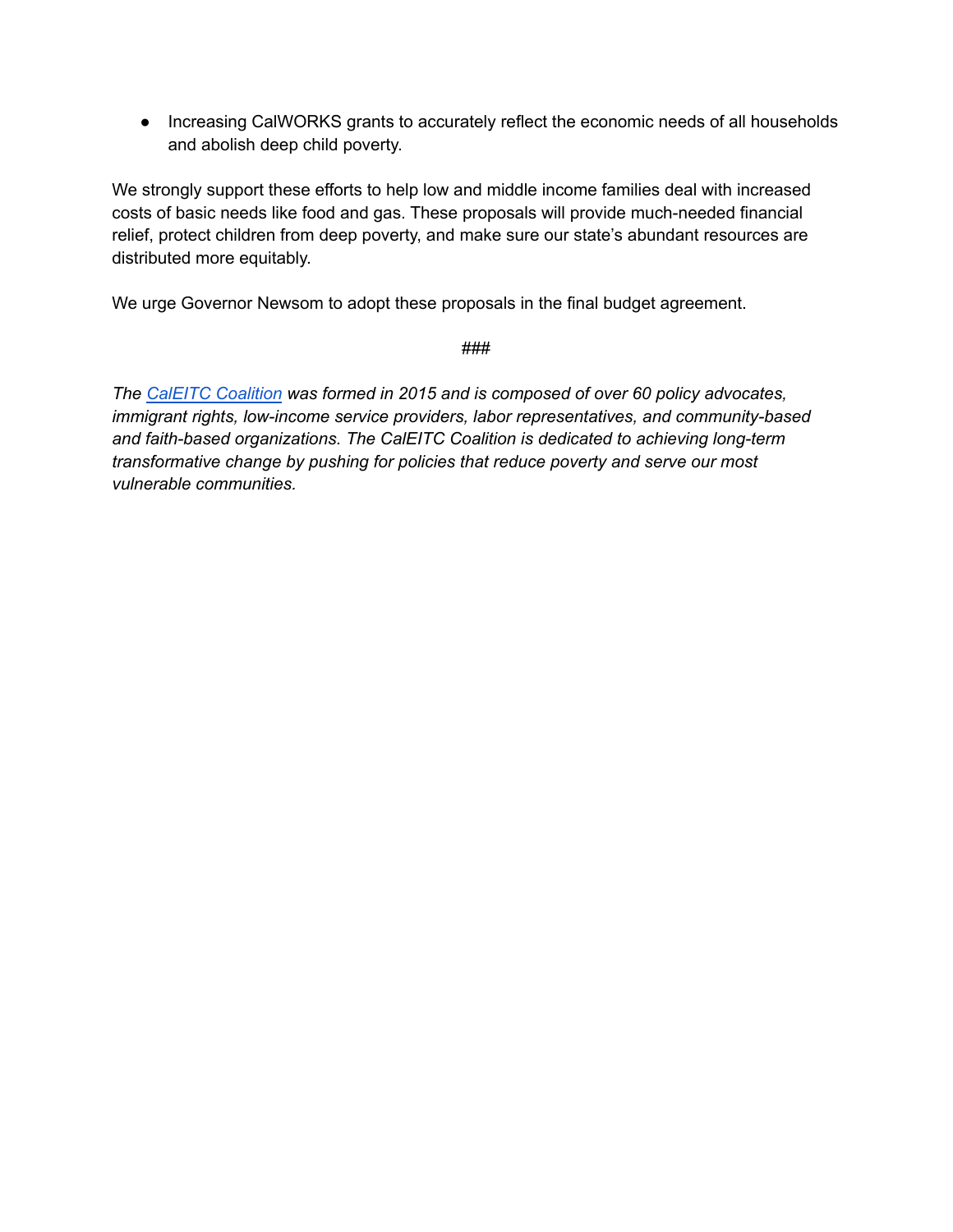- Increasing CalWORKS grants to accurately reflect the economic needs of all households and abolish deep child poverty.

We strongly support these efforts to help low and middle income families deal with increased costs of basic needs like food and gas. These proposals will provide much-needed financial relief, protect children from deep poverty, and make sure our state's abundant resources are distributed more equitably.

We urge Governor Newsom to adopt these proposals in the final budget agreement.

###

*The CalEITC Coalition was formed in 2015 and is composed of over 60 policy advocates, immigrant rights, low-income service providers, labor representatives, and community-based and faith-based organizations. The CalEITC Coalition is dedicated to achieving long-term transformative change by pushing for policies that reduce poverty and serve our most vulnerable communities.*